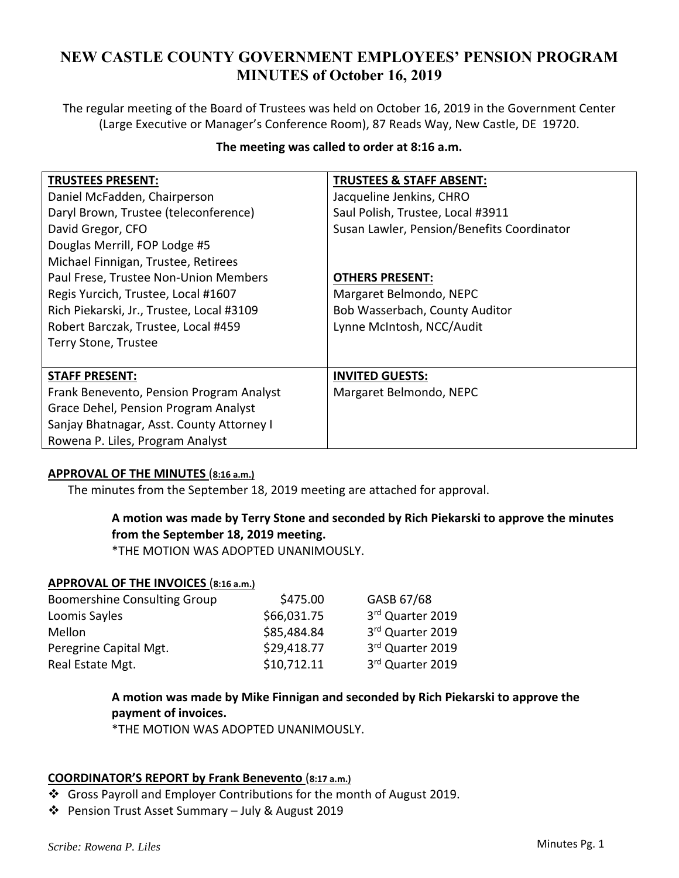# NEW CASTLE COUNTY GOVERNMENT EMPLOYEES' PENSION PROGRAM MINUTES of October 16, 2019

The regular meeting of the Board of Trustees was held on October 16, 2019 in the Government Center (Large Executive or Manager's Conference Room), 87 Reads Way, New Castle, DE 19720.

**The meeting was called to order at 8:16 a.m.**

| **TRUSTEES PRESENT:** | **TRUSTEES & STAFF ABSENT:** |
|---|---|
| Daniel McFadden, Chairperson<br>Daryl Brown, Trustee (teleconference)<br>David Gregor, CFO<br>Douglas Merrill, FOP Lodge #5<br>Michael Finnigan, Trustee, Retirees<br>Paul Frese, Trustee Non-Union Members<br>Regis Yurcich, Trustee, Local #1607<br>Rich Piekarski, Jr., Trustee, Local #3109<br>Robert Barczak, Trustee, Local #459<br>Terry Stone, Trustee | Jacqueline Jenkins, CHRO<br>Saul Polish, Trustee, Local #3911<br>Susan Lawler, Pension/Benefits Coordinator<br><br>**OTHERS PRESENT:**<br>Margaret Belmondo, NEPC<br>Bob Wasserbach, County Auditor<br>Lynne McIntosh, NCC/Audit |
| **STAFF PRESENT:**<br>Frank Benevento, Pension Program Analyst<br>Grace Dehel, Pension Program Analyst<br>Sanjay Bhatnagar, Asst. County Attorney I<br>Rowena P. Liles, Program Analyst | **INVITED GUESTS:**<br>Margaret Belmondo, NEPC |

## APPROVAL OF THE MINUTES (8:16 a.m.)

The minutes from the September 18, 2019 meeting are attached for approval.

> **A motion was made by Terry Stone and seconded by Rich Piekarski to approve the minutes from the September 18, 2019 meeting.**
> *THE MOTION WAS ADOPTED UNANIMOUSLY.

## APPROVAL OF THE INVOICES (8:16 a.m.)

| | | |
|---|---|---|
| Boomershine Consulting Group | \$475.00 | GASB 67/68 |
| Loomis Sayles | \$66,031.75 | 3rd Quarter 2019 |
| Mellon | \$85,484.84 | 3rd Quarter 2019 |
| Peregrine Capital Mgt. | \$29,418.77 | 3rd Quarter 2019 |
| Real Estate Mgt. | \$10,712.11 | 3rd Quarter 2019 |

> **A motion was made by Mike Finnigan and seconded by Rich Piekarski to approve the payment of invoices.**
> *THE MOTION WAS ADOPTED UNANIMOUSLY.

## COORDINATOR'S REPORT by Frank Benevento (8:17 a.m.)

- Gross Payroll and Employer Contributions for the month of August 2019.
- Pension Trust Asset Summary – July & August 2019

*Scribe: Rowena P. Liles*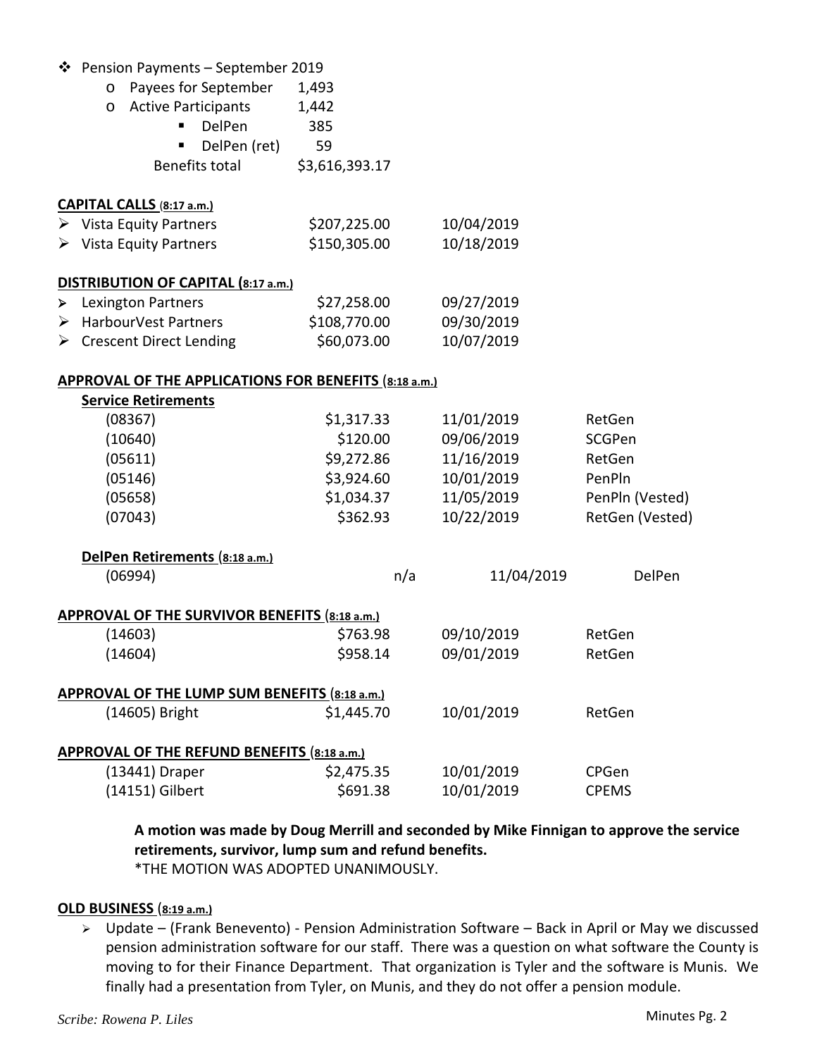- Pension Payments – September 2019
  - Payees for September 1,493
  - Active Participants 1,442
    - DelPen 385
    - DelPen (ret) 59

  Benefits total $3,616,393.17

**CAPITAL CALLS (8:17 a.m.)**

- Vista Equity Partners $207,225.00 10/04/2019
- Vista Equity Partners $150,305.00 10/18/2019

**DISTRIBUTION OF CAPITAL (8:17 a.m.)**

- Lexington Partners $27,258.00 09/27/2019
- HarbourVest Partners $108,770.00 09/30/2019
- Crescent Direct Lending $60,073.00 10/07/2019

**APPROVAL OF THE APPLICATIONS FOR BENEFITS (8:18 a.m.)**

**Service Retirements**

| | | | |
|---|---|---|---|
| (08367) | $1,317.33 | 11/01/2019 | RetGen |
| (10640) | $120.00 | 09/06/2019 | SCGPen |
| (05611) | $9,272.86 | 11/16/2019 | RetGen |
| (05146) | $3,924.60 | 10/01/2019 | PenPln |
| (05658) | $1,034.37 | 11/05/2019 | PenPln (Vested) |
| (07043) | $362.93 | 10/22/2019 | RetGen (Vested) |

**DelPen Retirements (8:18 a.m.)**

| | | | |
|---|---|---|---|
| (06994) | n/a | 11/04/2019 | DelPen |

**APPROVAL OF THE SURVIVOR BENEFITS (8:18 a.m.)**

| | | | |
|---|---|---|---|
| (14603) | $763.98 | 09/10/2019 | RetGen |
| (14604) | $958.14 | 09/01/2019 | RetGen |

**APPROVAL OF THE LUMP SUM BENEFITS (8:18 a.m.)**

| | | | |
|---|---|---|---|
| (14605) Bright | $1,445.70 | 10/01/2019 | RetGen |

**APPROVAL OF THE REFUND BENEFITS (8:18 a.m.)**

| | | | |
|---|---|---|---|
| (13441) Draper | $2,475.35 | 10/01/2019 | CPGen |
| (14151) Gilbert | $691.38 | 10/01/2019 | CPEMS |

**A motion was made by Doug Merrill and seconded by Mike Finnigan to approve the service retirements, survivor, lump sum and refund benefits.**
*THE MOTION WAS ADOPTED UNANIMOUSLY.

**OLD BUSINESS (8:19 a.m.)**

- Update – (Frank Benevento) - Pension Administration Software – Back in April or May we discussed pension administration software for our staff. There was a question on what software the County is moving to for their Finance Department. That organization is Tyler and the software is Munis. We finally had a presentation from Tyler, on Munis, and they do not offer a pension module.

*Scribe: Rowena P. Liles*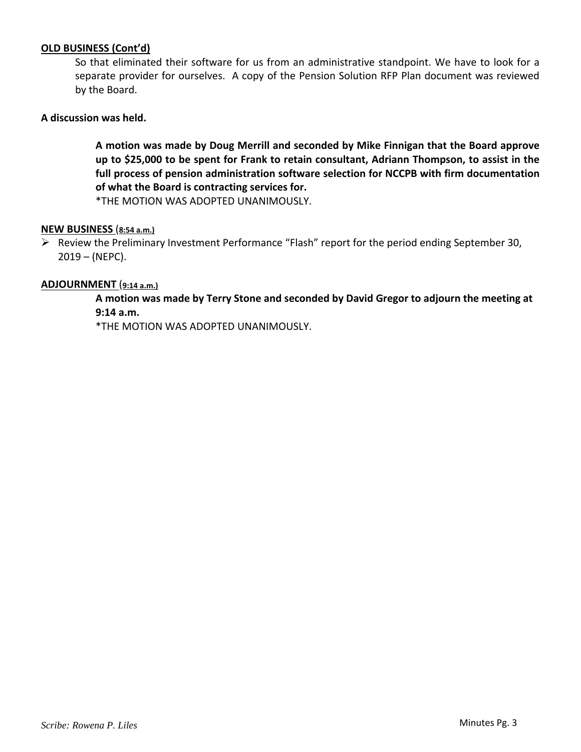**OLD BUSINESS (Cont'd)**

So that eliminated their software for us from an administrative standpoint. We have to look for a separate provider for ourselves. A copy of the Pension Solution RFP Plan document was reviewed by the Board.

**A discussion was held.**

**A motion was made by Doug Merrill and seconded by Mike Finnigan that the Board approve up to $25,000 to be spent for Frank to retain consultant, Adriann Thompson, to assist in the full process of pension administration software selection for NCCPB with firm documentation of what the Board is contracting services for.**

*THE MOTION WAS ADOPTED UNANIMOUSLY.

**NEW BUSINESS** (**8:54 a.m.)**

- Review the Preliminary Investment Performance "Flash" report for the period ending September 30, 2019 – (NEPC).

**ADJOURNMENT** (**9:14 a.m.)**

**A motion was made by Terry Stone and seconded by David Gregor to adjourn the meeting at 9:14 a.m.**

*THE MOTION WAS ADOPTED UNANIMOUSLY.

*Scribe: Rowena P. Liles*